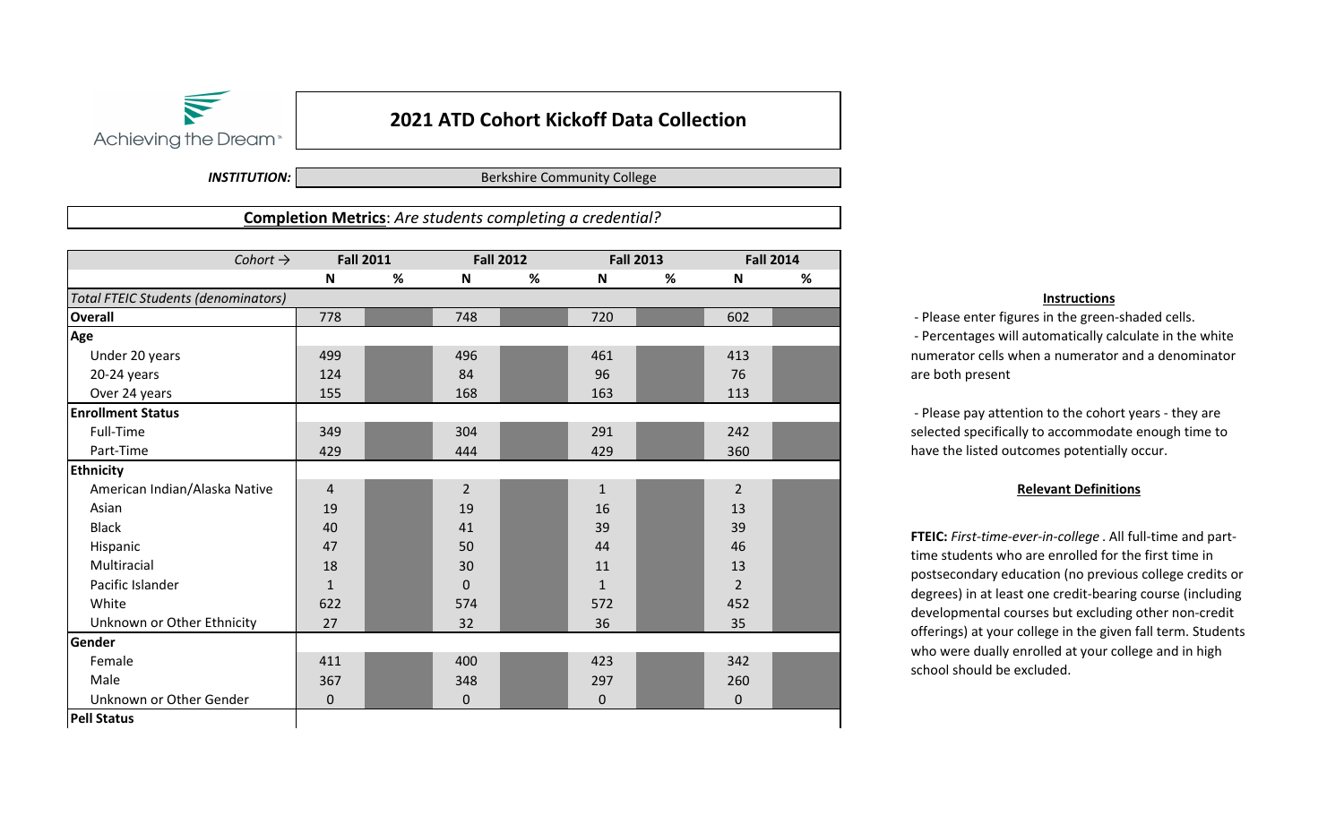Achieving the Dream

# 2021 ATD Cohort Kickoff Data Collection

***INSTITUTION:*** Berkshire Community College

## **Completion Metrics**: *Are students completing a credential?*

| *Cohort →* | Fall 2011 | | Fall 2012 | | Fall 2013 | | Fall 2014 | |
|---|---|---|---|---|---|---|---|---|
| | **N** | **%** | **N** | **%** | **N** | **%** | **N** | **%** |
| *Total FTEIC Students (denominators)* | | | | | | | | |
| **Overall** | 778 | | 748 | | 720 | | 602 | |
| **Age** | | | | | | | | |
| Under 20 years | 499 | | 496 | | 461 | | 413 | |
| 20-24 years | 124 | | 84 | | 96 | | 76 | |
| Over 24 years | 155 | | 168 | | 163 | | 113 | |
| **Enrollment Status** | | | | | | | | |
| Full-Time | 349 | | 304 | | 291 | | 242 | |
| Part-Time | 429 | | 444 | | 429 | | 360 | |
| **Ethnicity** | | | | | | | | |
| American Indian/Alaska Native | 4 | | 2 | | 1 | | 2 | |
| Asian | 19 | | 19 | | 16 | | 13 | |
| Black | 40 | | 41 | | 39 | | 39 | |
| Hispanic | 47 | | 50 | | 44 | | 46 | |
| Multiracial | 18 | | 30 | | 11 | | 13 | |
| Pacific Islander | 1 | | 0 | | 1 | | 2 | |
| White | 622 | | 574 | | 572 | | 452 | |
| Unknown or Other Ethnicity | 27 | | 32 | | 36 | | 35 | |
| **Gender** | | | | | | | | |
| Female | 411 | | 400 | | 423 | | 342 | |
| Male | 367 | | 348 | | 297 | | 260 | |
| Unknown or Other Gender | 0 | | 0 | | 0 | | 0 | |
| **Pell Status** | | | | | | | | |

**Instructions**

- Please enter figures in the green-shaded cells.
- Percentages will automatically calculate in the white numerator cells when a numerator and a denominator are both present

- Please pay attention to the cohort years - they are selected specifically to accommodate enough time to have the listed outcomes potentially occur.

**Relevant Definitions**

**FTEIC:** *First-time-ever-in-college* . All full-time and part-time students who are enrolled for the first time in postsecondary education (no previous college credits or degrees) in at least one credit-bearing course (including developmental courses but excluding other non-credit offerings) at your college in the given fall term. Students who were dually enrolled at your college and in high school should be excluded.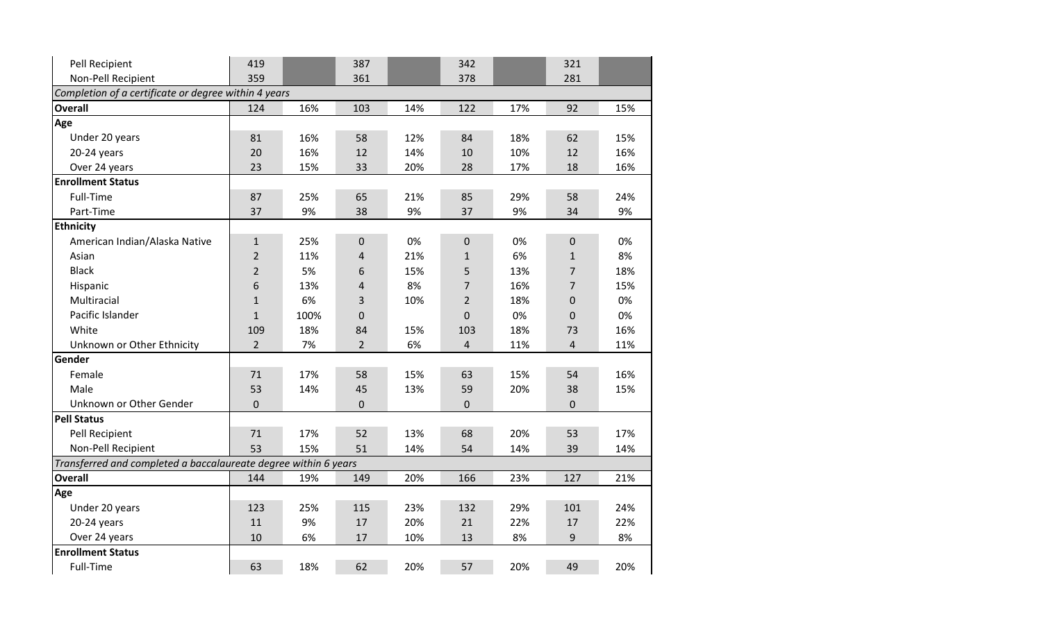| | | | | | | | | |
|---|---|---|---|---|---|---|---|---|
| Pell Recipient | 419 | | 387 | | 342 | | 321 | |
| Non-Pell Recipient | 359 | | 361 | | 378 | | 281 | |
| *Completion of a certificate or degree within 4 years* | | | | | | | | |
| **Overall** | 124 | 16% | 103 | 14% | 122 | 17% | 92 | 15% |
| **Age** | | | | | | | | |
| Under 20 years | 81 | 16% | 58 | 12% | 84 | 18% | 62 | 15% |
| 20-24 years | 20 | 16% | 12 | 14% | 10 | 10% | 12 | 16% |
| Over 24 years | 23 | 15% | 33 | 20% | 28 | 17% | 18 | 16% |
| **Enrollment Status** | | | | | | | | |
| Full-Time | 87 | 25% | 65 | 21% | 85 | 29% | 58 | 24% |
| Part-Time | 37 | 9% | 38 | 9% | 37 | 9% | 34 | 9% |
| **Ethnicity** | | | | | | | | |
| American Indian/Alaska Native | 1 | 25% | 0 | 0% | 0 | 0% | 0 | 0% |
| Asian | 2 | 11% | 4 | 21% | 1 | 6% | 1 | 8% |
| Black | 2 | 5% | 6 | 15% | 5 | 13% | 7 | 18% |
| Hispanic | 6 | 13% | 4 | 8% | 7 | 16% | 7 | 15% |
| Multiracial | 1 | 6% | 3 | 10% | 2 | 18% | 0 | 0% |
| Pacific Islander | 1 | 100% | 0 | | 0 | 0% | 0 | 0% |
| White | 109 | 18% | 84 | 15% | 103 | 18% | 73 | 16% |
| Unknown or Other Ethnicity | 2 | 7% | 2 | 6% | 4 | 11% | 4 | 11% |
| **Gender** | | | | | | | | |
| Female | 71 | 17% | 58 | 15% | 63 | 15% | 54 | 16% |
| Male | 53 | 14% | 45 | 13% | 59 | 20% | 38 | 15% |
| Unknown or Other Gender | 0 | | 0 | | 0 | | 0 | |
| **Pell Status** | | | | | | | | |
| Pell Recipient | 71 | 17% | 52 | 13% | 68 | 20% | 53 | 17% |
| Non-Pell Recipient | 53 | 15% | 51 | 14% | 54 | 14% | 39 | 14% |
| *Transferred and completed a baccalaureate degree within 6 years* | | | | | | | | |
| **Overall** | 144 | 19% | 149 | 20% | 166 | 23% | 127 | 21% |
| **Age** | | | | | | | | |
| Under 20 years | 123 | 25% | 115 | 23% | 132 | 29% | 101 | 24% |
| 20-24 years | 11 | 9% | 17 | 20% | 21 | 22% | 17 | 22% |
| Over 24 years | 10 | 6% | 17 | 10% | 13 | 8% | 9 | 8% |
| **Enrollment Status** | | | | | | | | |
| Full-Time | 63 | 18% | 62 | 20% | 57 | 20% | 49 | 20% |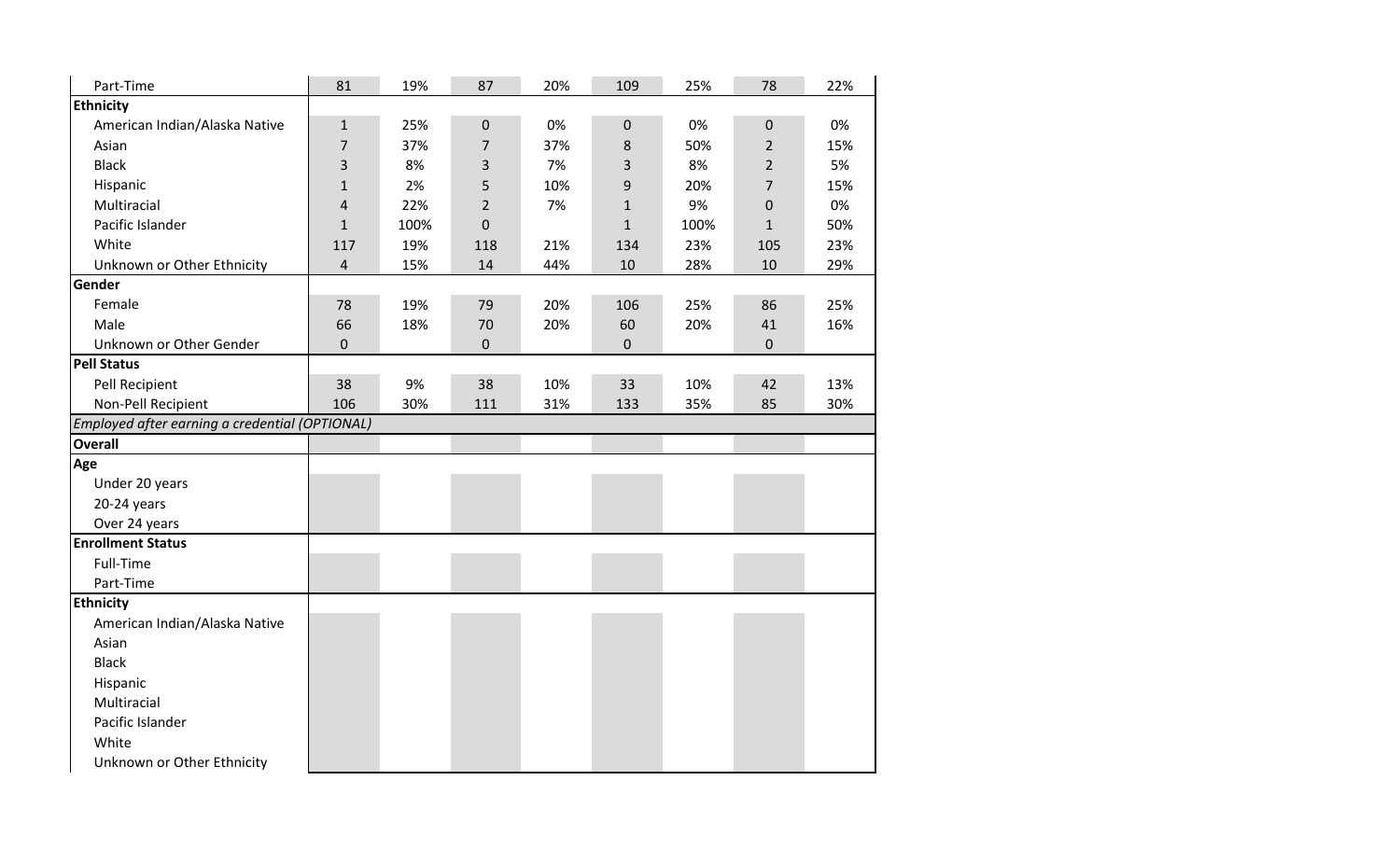| | | | | | | | | |
|---|---|---|---|---|---|---|---|---|
| Part-Time | 81 | 19% | 87 | 20% | 109 | 25% | 78 | 22% |
| **Ethnicity** | | | | | | | | |
| American Indian/Alaska Native | 1 | 25% | 0 | 0% | 0 | 0% | 0 | 0% |
| Asian | 7 | 37% | 7 | 37% | 8 | 50% | 2 | 15% |
| Black | 3 | 8% | 3 | 7% | 3 | 8% | 2 | 5% |
| Hispanic | 1 | 2% | 5 | 10% | 9 | 20% | 7 | 15% |
| Multiracial | 4 | 22% | 2 | 7% | 1 | 9% | 0 | 0% |
| Pacific Islander | 1 | 100% | 0 | | 1 | 100% | 1 | 50% |
| White | 117 | 19% | 118 | 21% | 134 | 23% | 105 | 23% |
| Unknown or Other Ethnicity | 4 | 15% | 14 | 44% | 10 | 28% | 10 | 29% |
| **Gender** | | | | | | | | |
| Female | 78 | 19% | 79 | 20% | 106 | 25% | 86 | 25% |
| Male | 66 | 18% | 70 | 20% | 60 | 20% | 41 | 16% |
| Unknown or Other Gender | 0 | | 0 | | 0 | | 0 | |
| **Pell Status** | | | | | | | | |
| Pell Recipient | 38 | 9% | 38 | 10% | 33 | 10% | 42 | 13% |
| Non-Pell Recipient | 106 | 30% | 111 | 31% | 133 | 35% | 85 | 30% |
| *Employed after earning a credential (OPTIONAL)* | | | | | | | | |
| **Overall** | | | | | | | | |
| **Age** | | | | | | | | |
| Under 20 years | | | | | | | | |
| 20-24 years | | | | | | | | |
| Over 24 years | | | | | | | | |
| **Enrollment Status** | | | | | | | | |
| Full-Time | | | | | | | | |
| Part-Time | | | | | | | | |
| **Ethnicity** | | | | | | | | |
| American Indian/Alaska Native | | | | | | | | |
| Asian | | | | | | | | |
| Black | | | | | | | | |
| Hispanic | | | | | | | | |
| Multiracial | | | | | | | | |
| Pacific Islander | | | | | | | | |
| White | | | | | | | | |
| Unknown or Other Ethnicity | | | | | | | | |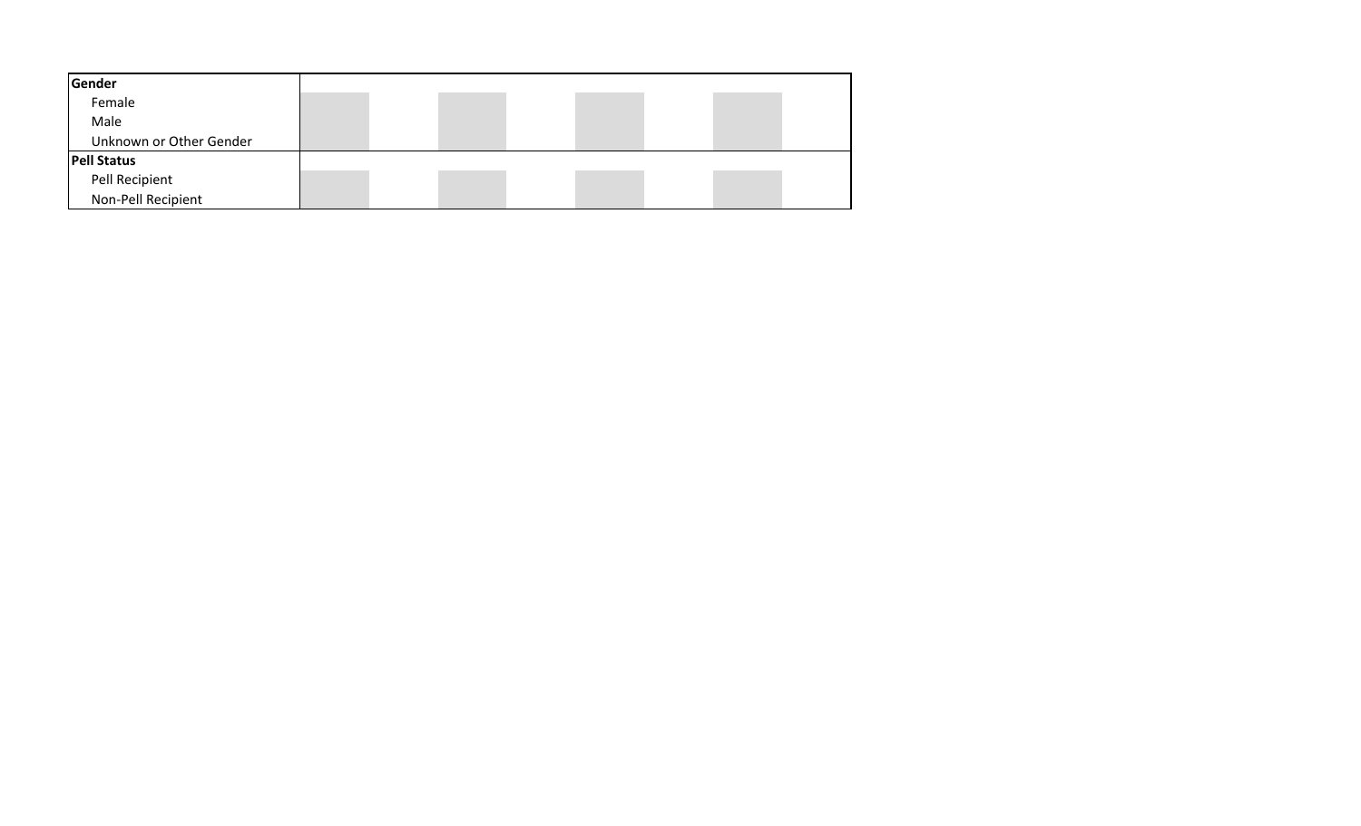| | | | | | | | | |
|---|---|---|---|---|---|---|---|---|
| **Gender** | | | | | | | | |
| Female | | | | | | | | |
| Male | | | | | | | | |
| Unknown or Other Gender | | | | | | | | |
| **Pell Status** | | | | | | | | |
| Pell Recipient | | | | | | | | |
| Non-Pell Recipient | | | | | | | | |